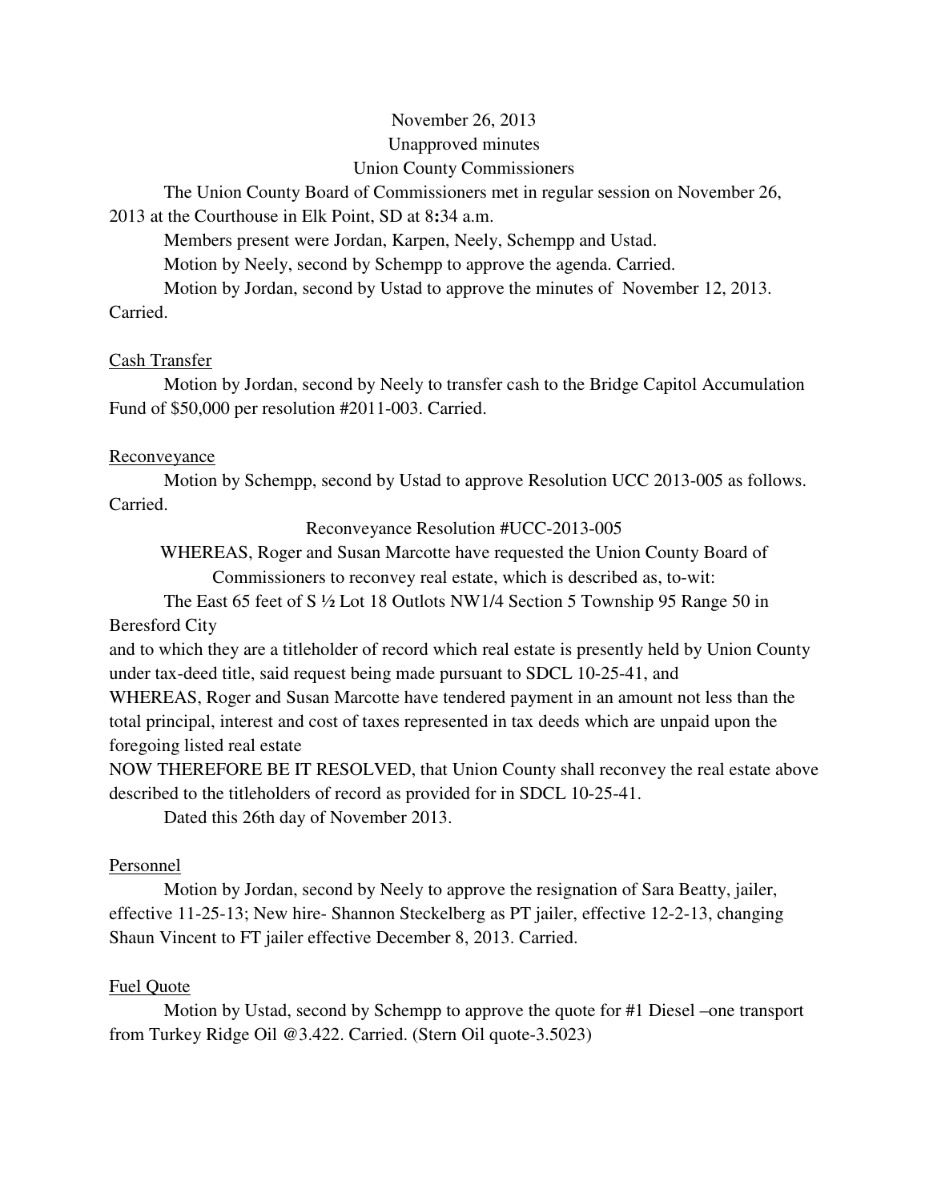November 26, 2013

Unapproved minutes

Union County Commissioners

The Union County Board of Commissioners met in regular session on November 26, 2013 at the Courthouse in Elk Point, SD at 8:34 a.m.

Members present were Jordan, Karpen, Neely, Schempp and Ustad.

Motion by Neely, second by Schempp to approve the agenda. Carried.

Motion by Jordan, second by Ustad to approve the minutes of November 12, 2013. Carried.

Cash Transfer

Motion by Jordan, second by Neely to transfer cash to the Bridge Capitol Accumulation Fund of $50,000 per resolution #2011-003. Carried.

Reconveyance

Motion by Schempp, second by Ustad to approve Resolution UCC 2013-005 as follows. Carried.

Reconveyance Resolution #UCC-2013-005

WHEREAS, Roger and Susan Marcotte have requested the Union County Board of Commissioners to reconvey real estate, which is described as, to-wit:

The East 65 feet of S ½ Lot 18 Outlots NW1/4 Section 5 Township 95 Range 50 in Beresford City

and to which they are a titleholder of record which real estate is presently held by Union County under tax-deed title, said request being made pursuant to SDCL 10-25-41, and

WHEREAS, Roger and Susan Marcotte have tendered payment in an amount not less than the total principal, interest and cost of taxes represented in tax deeds which are unpaid upon the foregoing listed real estate

NOW THEREFORE BE IT RESOLVED, that Union County shall reconvey the real estate above described to the titleholders of record as provided for in SDCL 10-25-41.

Dated this 26th day of November 2013.

Personnel

Motion by Jordan, second by Neely to approve the resignation of Sara Beatty, jailer, effective 11-25-13; New hire- Shannon Steckelberg as PT jailer, effective 12-2-13, changing Shaun Vincent to FT jailer effective December 8, 2013. Carried.

Fuel Quote

Motion by Ustad, second by Schempp to approve the quote for #1 Diesel –one transport from Turkey Ridge Oil @3.422. Carried. (Stern Oil quote-3.5023)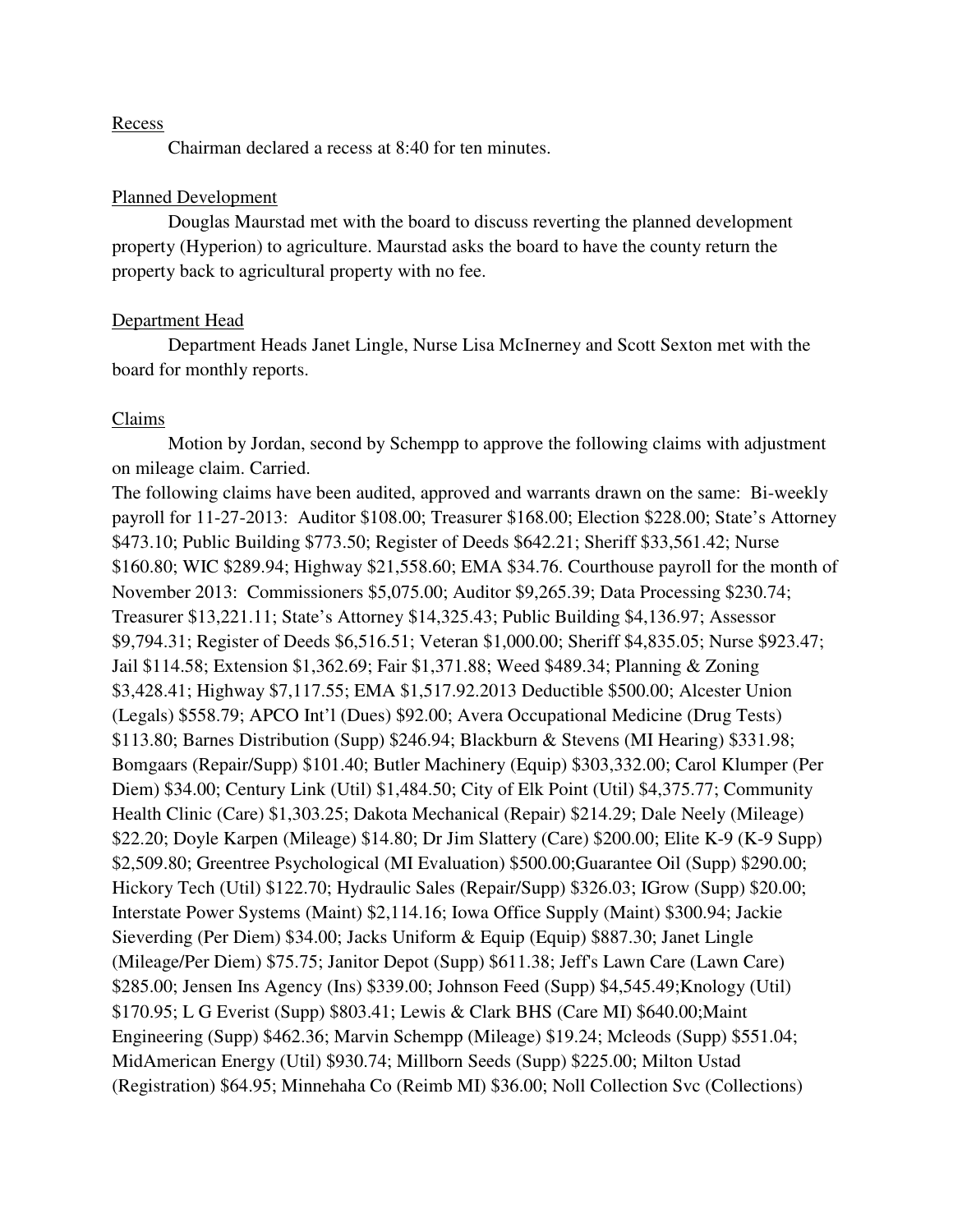Recess

Chairman declared a recess at 8:40 for ten minutes.

Planned Development

Douglas Maurstad met with the board to discuss reverting the planned development property (Hyperion) to agriculture. Maurstad asks the board to have the county return the property back to agricultural property with no fee.

Department Head

Department Heads Janet Lingle, Nurse Lisa McInerney and Scott Sexton met with the board for monthly reports.

Claims

Motion by Jordan, second by Schempp to approve the following claims with adjustment on mileage claim. Carried.

The following claims have been audited, approved and warrants drawn on the same: Bi-weekly payroll for 11-27-2013: Auditor $108.00; Treasurer $168.00; Election $228.00; State's Attorney $473.10; Public Building $773.50; Register of Deeds $642.21; Sheriff $33,561.42; Nurse $160.80; WIC $289.94; Highway $21,558.60; EMA $34.76. Courthouse payroll for the month of November 2013: Commissioners $5,075.00; Auditor $9,265.39; Data Processing $230.74; Treasurer $13,221.11; State's Attorney $14,325.43; Public Building $4,136.97; Assessor $9,794.31; Register of Deeds $6,516.51; Veteran $1,000.00; Sheriff $4,835.05; Nurse $923.47; Jail $114.58; Extension $1,362.69; Fair $1,371.88; Weed $489.34; Planning & Zoning $3,428.41; Highway $7,117.55; EMA $1,517.92.2013 Deductible $500.00; Alcester Union (Legals) $558.79; APCO Int'l (Dues) $92.00; Avera Occupational Medicine (Drug Tests) $113.80; Barnes Distribution (Supp) $246.94; Blackburn & Stevens (MI Hearing) $331.98; Bomgaars (Repair/Supp) $101.40; Butler Machinery (Equip) $303,332.00; Carol Klumper (Per Diem) $34.00; Century Link (Util) $1,484.50; City of Elk Point (Util) $4,375.77; Community Health Clinic (Care) $1,303.25; Dakota Mechanical (Repair) $214.29; Dale Neely (Mileage) $22.20; Doyle Karpen (Mileage) $14.80; Dr Jim Slattery (Care) $200.00; Elite K-9 (K-9 Supp) $2,509.80; Greentree Psychological (MI Evaluation) $500.00;Guarantee Oil (Supp) $290.00; Hickory Tech (Util) $122.70; Hydraulic Sales (Repair/Supp) $326.03; IGrow (Supp) $20.00; Interstate Power Systems (Maint) $2,114.16; Iowa Office Supply (Maint) $300.94; Jackie Sieverding (Per Diem) $34.00; Jacks Uniform & Equip (Equip) $887.30; Janet Lingle (Mileage/Per Diem) $75.75; Janitor Depot (Supp) $611.38; Jeff's Lawn Care (Lawn Care) $285.00; Jensen Ins Agency (Ins) $339.00; Johnson Feed (Supp) $4,545.49;Knology (Util) $170.95; L G Everist (Supp) $803.41; Lewis & Clark BHS (Care MI) $640.00;Maint Engineering (Supp) $462.36; Marvin Schempp (Mileage) $19.24; Mcleods (Supp) $551.04; MidAmerican Energy (Util) $930.74; Millborn Seeds (Supp) $225.00; Milton Ustad (Registration) $64.95; Minnehaha Co (Reimb MI) $36.00; Noll Collection Svc (Collections)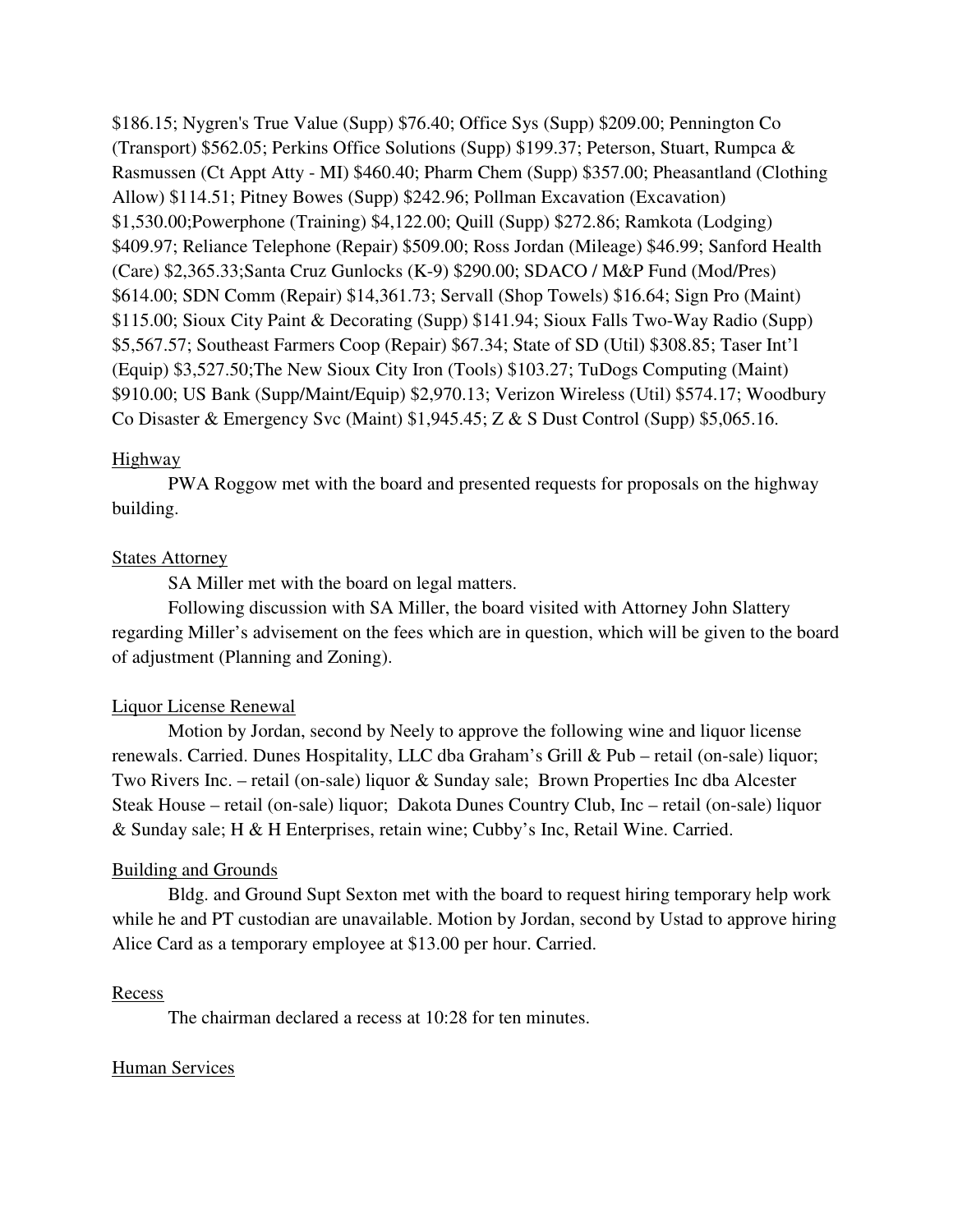$186.15; Nygren's True Value (Supp) $76.40; Office Sys (Supp) $209.00; Pennington Co (Transport) $562.05; Perkins Office Solutions (Supp) $199.37; Peterson, Stuart, Rumpca & Rasmussen (Ct Appt Atty - MI) $460.40; Pharm Chem (Supp) $357.00; Pheasantland (Clothing Allow) $114.51; Pitney Bowes (Supp) $242.96; Pollman Excavation (Excavation) $1,530.00;Powerphone (Training) $4,122.00; Quill (Supp) $272.86; Ramkota (Lodging) $409.97; Reliance Telephone (Repair) $509.00; Ross Jordan (Mileage) $46.99; Sanford Health (Care) $2,365.33;Santa Cruz Gunlocks (K-9) $290.00; SDACO / M&P Fund (Mod/Pres) $614.00; SDN Comm (Repair) $14,361.73; Servall (Shop Towels) $16.64; Sign Pro (Maint) $115.00; Sioux City Paint & Decorating (Supp) $141.94; Sioux Falls Two-Way Radio (Supp) $5,567.57; Southeast Farmers Coop (Repair) $67.34; State of SD (Util) $308.85; Taser Int'l (Equip) $3,527.50;The New Sioux City Iron (Tools) $103.27; TuDogs Computing (Maint) $910.00; US Bank (Supp/Maint/Equip) $2,970.13; Verizon Wireless (Util) $574.17; Woodbury Co Disaster & Emergency Svc (Maint) $1,945.45; Z & S Dust Control (Supp) $5,065.16.

Highway

PWA Roggow met with the board and presented requests for proposals on the highway building.

States Attorney

SA Miller met with the board on legal matters.

Following discussion with SA Miller, the board visited with Attorney John Slattery regarding Miller's advisement on the fees which are in question, which will be given to the board of adjustment (Planning and Zoning).

Liquor License Renewal

Motion by Jordan, second by Neely to approve the following wine and liquor license renewals. Carried. Dunes Hospitality, LLC dba Graham's Grill & Pub – retail (on-sale) liquor; Two Rivers Inc. – retail (on-sale) liquor & Sunday sale; Brown Properties Inc dba Alcester Steak House – retail (on-sale) liquor; Dakota Dunes Country Club, Inc – retail (on-sale) liquor & Sunday sale; H & H Enterprises, retain wine; Cubby's Inc, Retail Wine. Carried.

Building and Grounds

Bldg. and Ground Supt Sexton met with the board to request hiring temporary help work while he and PT custodian are unavailable. Motion by Jordan, second by Ustad to approve hiring Alice Card as a temporary employee at $13.00 per hour. Carried.

Recess

The chairman declared a recess at 10:28 for ten minutes.

Human Services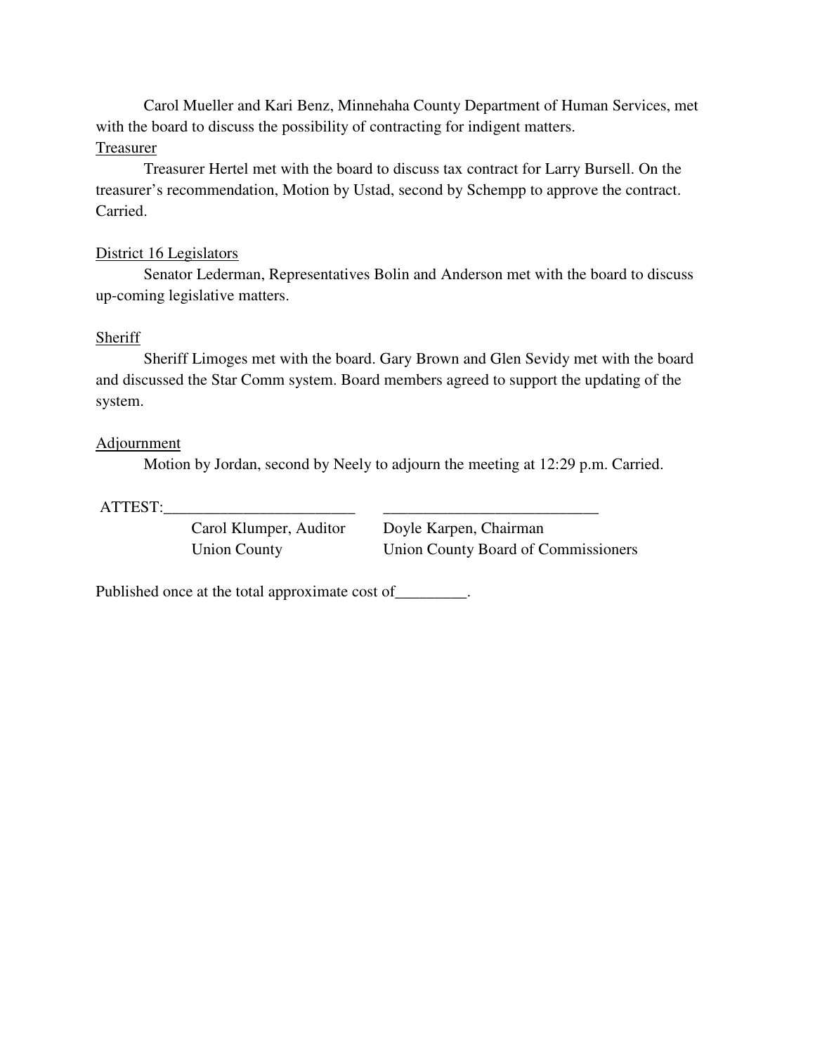Carol Mueller and Kari Benz, Minnehaha County Department of Human Services, met with the board to discuss the possibility of contracting for indigent matters.

<u>Treasurer</u>

Treasurer Hertel met with the board to discuss tax contract for Larry Bursell. On the treasurer's recommendation, Motion by Ustad, second by Schempp to approve the contract. Carried.

<u>District 16 Legislators</u>

Senator Lederman, Representatives Bolin and Anderson met with the board to discuss up-coming legislative matters.

<u>Sheriff</u>

Sheriff Limoges met with the board. Gary Brown and Glen Sevidy met with the board and discussed the Star Comm system. Board members agreed to support the updating of the system.

<u>Adjournment</u>

Motion by Jordan, second by Neely to adjourn the meeting at 12:29 p.m. Carried.

ATTEST:________________________ ___________________________

Carol Klumper, Auditor — Doyle Karpen, Chairman
Union County — Union County Board of Commissioners

Published once at the total approximate cost of_________.